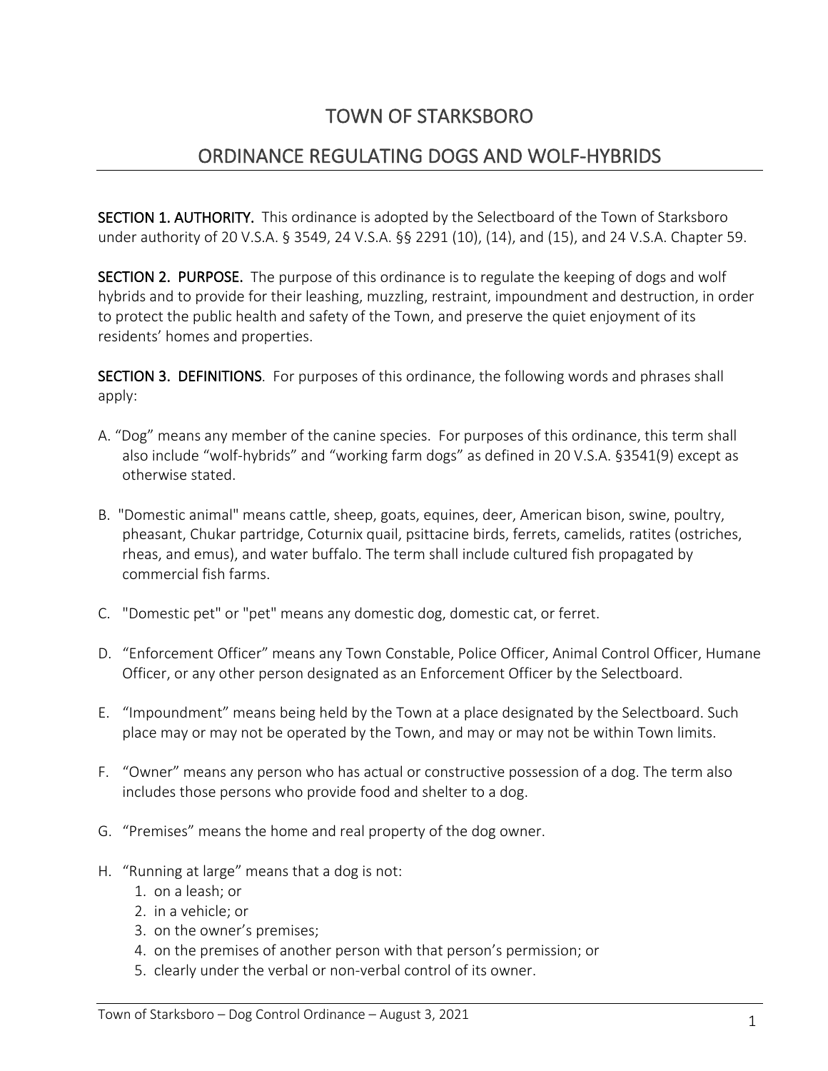# TOWN OF STARKSBORO

## ORDINANCE REGULATING DOGS AND WOLF-HYBRIDS

**SECTION 1. AUTHORITY.** This ordinance is adopted by the Selectboard of the Town of Starksboro under authority of 20 V.S.A. § 3549, 24 V.S.A. §§ 2291 (10), (14), and (15), and 24 V.S.A. Chapter 59.

**SECTION 2. PURPOSE.** The purpose of this ordinance is to regulate the keeping of dogs and wolf hybrids and to provide for their leashing, muzzling, restraint, impoundment and destruction, in order to protect the public health and safety of the Town, and preserve the quiet enjoyment of its residents' homes and properties.

**SECTION 3. DEFINITIONS**. For purposes of this ordinance, the following words and phrases shall apply:

A. "Dog" means any member of the canine species. For purposes of this ordinance, this term shall also include "wolf-hybrids" and "working farm dogs" as defined in 20 V.S.A. §3541(9) except as otherwise stated.

B. "Domestic animal" means cattle, sheep, goats, equines, deer, American bison, swine, poultry, pheasant, Chukar partridge, Coturnix quail, psittacine birds, ferrets, camelids, ratites (ostriches, rheas, and emus), and water buffalo. The term shall include cultured fish propagated by commercial fish farms.

C. "Domestic pet" or "pet" means any domestic dog, domestic cat, or ferret.

D. "Enforcement Officer" means any Town Constable, Police Officer, Animal Control Officer, Humane Officer, or any other person designated as an Enforcement Officer by the Selectboard.

E. "Impoundment" means being held by the Town at a place designated by the Selectboard. Such place may or may not be operated by the Town, and may or may not be within Town limits.

F. "Owner" means any person who has actual or constructive possession of a dog. The term also includes those persons who provide food and shelter to a dog.

G. "Premises" means the home and real property of the dog owner.

H. "Running at large" means that a dog is not:
   1. on a leash; or
   2. in a vehicle; or
   3. on the owner's premises;
   4. on the premises of another person with that person's permission; or
   5. clearly under the verbal or non-verbal control of its owner.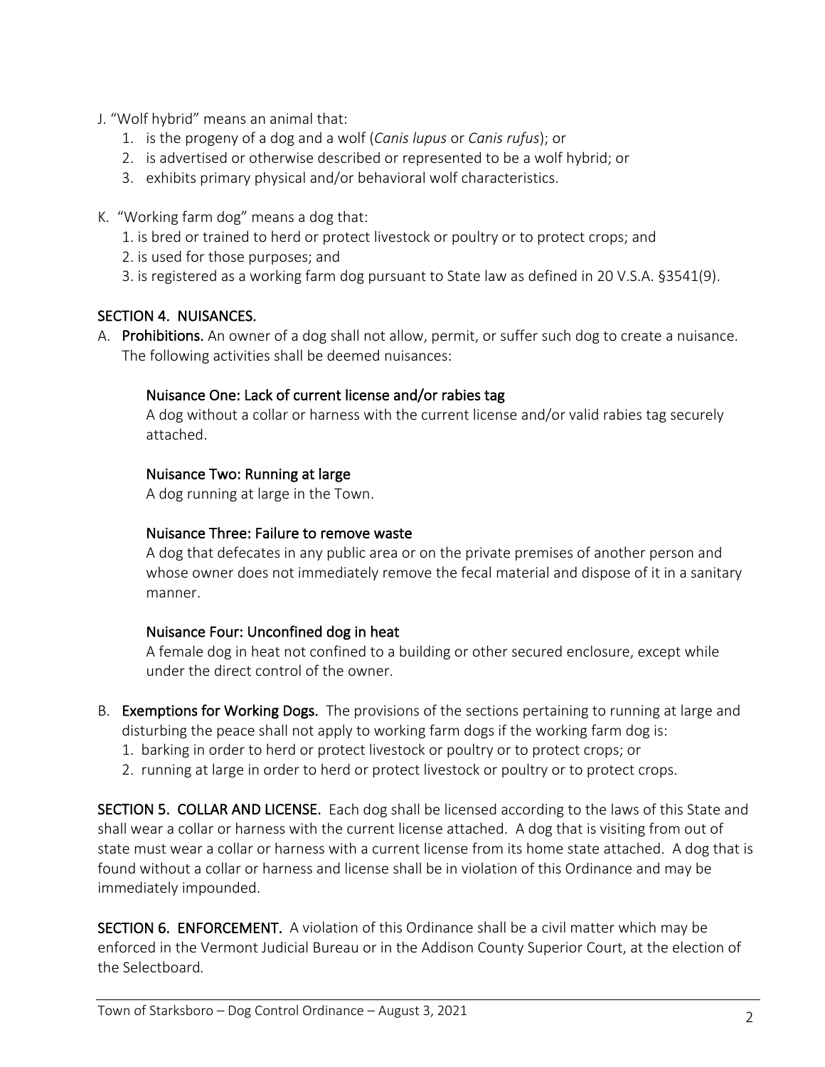J. "Wolf hybrid" means an animal that:
   1. is the progeny of a dog and a wolf (*Canis lupus* or *Canis rufus*); or
   2. is advertised or otherwise described or represented to be a wolf hybrid; or
   3. exhibits primary physical and/or behavioral wolf characteristics.

K. "Working farm dog" means a dog that:
   1. is bred or trained to herd or protect livestock or poultry or to protect crops; and
   2. is used for those purposes; and
   3. is registered as a working farm dog pursuant to State law as defined in 20 V.S.A. §3541(9).

## SECTION 4. NUISANCES.

A. **Prohibitions.** An owner of a dog shall not allow, permit, or suffer such dog to create a nuisance. The following activities shall be deemed nuisances:

   **Nuisance One: Lack of current license and/or rabies tag**
   A dog without a collar or harness with the current license and/or valid rabies tag securely attached.

   **Nuisance Two: Running at large**
   A dog running at large in the Town.

   **Nuisance Three: Failure to remove waste**
   A dog that defecates in any public area or on the private premises of another person and whose owner does not immediately remove the fecal material and dispose of it in a sanitary manner.

   **Nuisance Four: Unconfined dog in heat**
   A female dog in heat not confined to a building or other secured enclosure, except while under the direct control of the owner.

B. **Exemptions for Working Dogs.** The provisions of the sections pertaining to running at large and disturbing the peace shall not apply to working farm dogs if the working farm dog is:
   1. barking in order to herd or protect livestock or poultry or to protect crops; or
   2. running at large in order to herd or protect livestock or poultry or to protect crops.

**SECTION 5. COLLAR AND LICENSE.** Each dog shall be licensed according to the laws of this State and shall wear a collar or harness with the current license attached. A dog that is visiting from out of state must wear a collar or harness with a current license from its home state attached. A dog that is found without a collar or harness and license shall be in violation of this Ordinance and may be immediately impounded.

**SECTION 6. ENFORCEMENT.** A violation of this Ordinance shall be a civil matter which may be enforced in the Vermont Judicial Bureau or in the Addison County Superior Court, at the election of the Selectboard.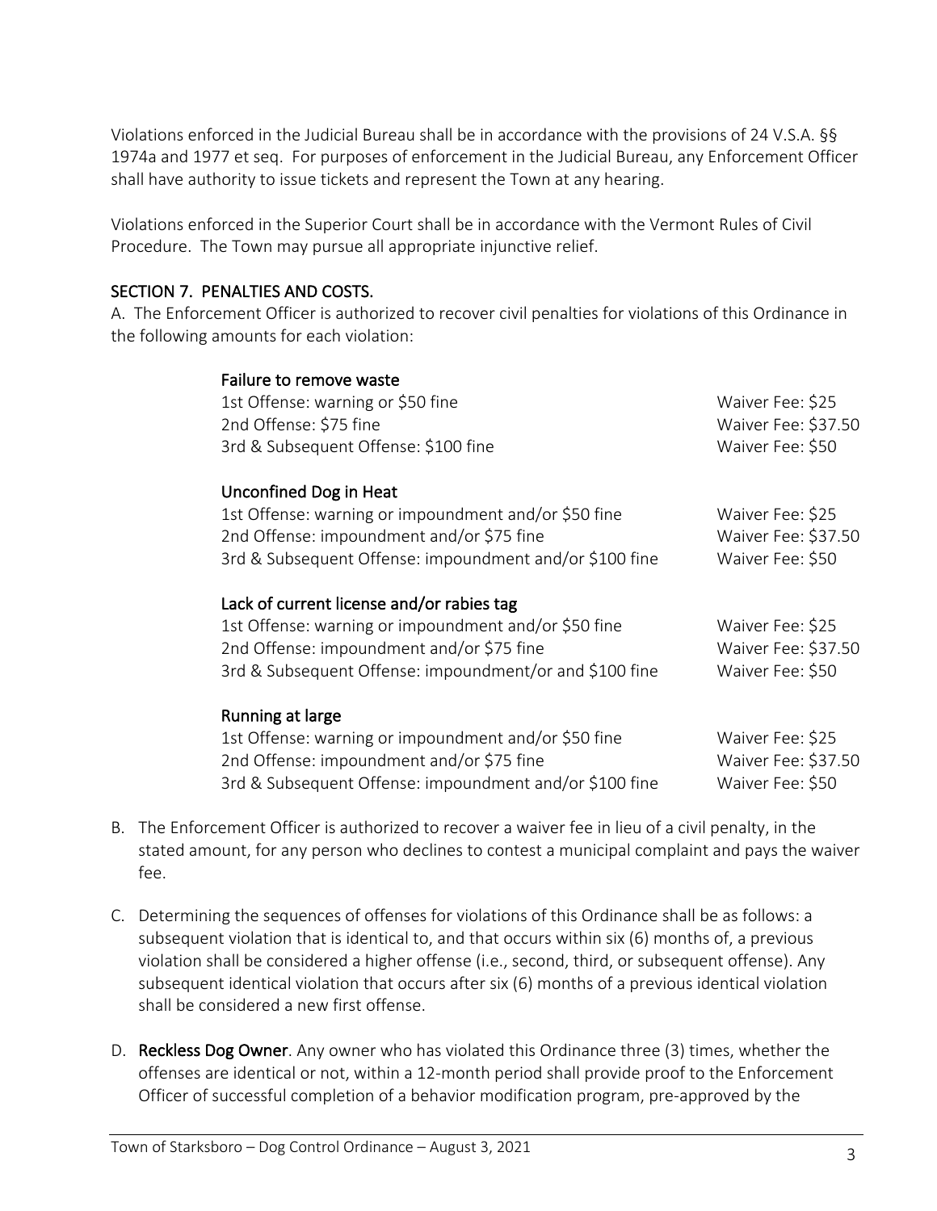Violations enforced in the Judicial Bureau shall be in accordance with the provisions of 24 V.S.A. §§ 1974a and 1977 et seq. For purposes of enforcement in the Judicial Bureau, any Enforcement Officer shall have authority to issue tickets and represent the Town at any hearing.

Violations enforced in the Superior Court shall be in accordance with the Vermont Rules of Civil Procedure. The Town may pursue all appropriate injunctive relief.

## SECTION 7. PENALTIES AND COSTS.

A. The Enforcement Officer is authorized to recover civil penalties for violations of this Ordinance in the following amounts for each violation:

**Failure to remove waste**

| | |
|---|---|
| 1st Offense: warning or $50 fine | Waiver Fee: $25 |
| 2nd Offense: $75 fine | Waiver Fee: $37.50 |
| 3rd & Subsequent Offense: $100 fine | Waiver Fee: $50 |

**Unconfined Dog in Heat**

| | |
|---|---|
| 1st Offense: warning or impoundment and/or $50 fine | Waiver Fee: $25 |
| 2nd Offense: impoundment and/or $75 fine | Waiver Fee: $37.50 |
| 3rd & Subsequent Offense: impoundment and/or $100 fine | Waiver Fee: $50 |

**Lack of current license and/or rabies tag**

| | |
|---|---|
| 1st Offense: warning or impoundment and/or $50 fine | Waiver Fee: $25 |
| 2nd Offense: impoundment and/or $75 fine | Waiver Fee: $37.50 |
| 3rd & Subsequent Offense: impoundment/or and $100 fine | Waiver Fee: $50 |

**Running at large**

| | |
|---|---|
| 1st Offense: warning or impoundment and/or $50 fine | Waiver Fee: $25 |
| 2nd Offense: impoundment and/or $75 fine | Waiver Fee: $37.50 |
| 3rd & Subsequent Offense: impoundment and/or $100 fine | Waiver Fee: $50 |

B. The Enforcement Officer is authorized to recover a waiver fee in lieu of a civil penalty, in the stated amount, for any person who declines to contest a municipal complaint and pays the waiver fee.

C. Determining the sequences of offenses for violations of this Ordinance shall be as follows: a subsequent violation that is identical to, and that occurs within six (6) months of, a previous violation shall be considered a higher offense (i.e., second, third, or subsequent offense). Any subsequent identical violation that occurs after six (6) months of a previous identical violation shall be considered a new first offense.

D. **Reckless Dog Owner**. Any owner who has violated this Ordinance three (3) times, whether the offenses are identical or not, within a 12-month period shall provide proof to the Enforcement Officer of successful completion of a behavior modification program, pre-approved by the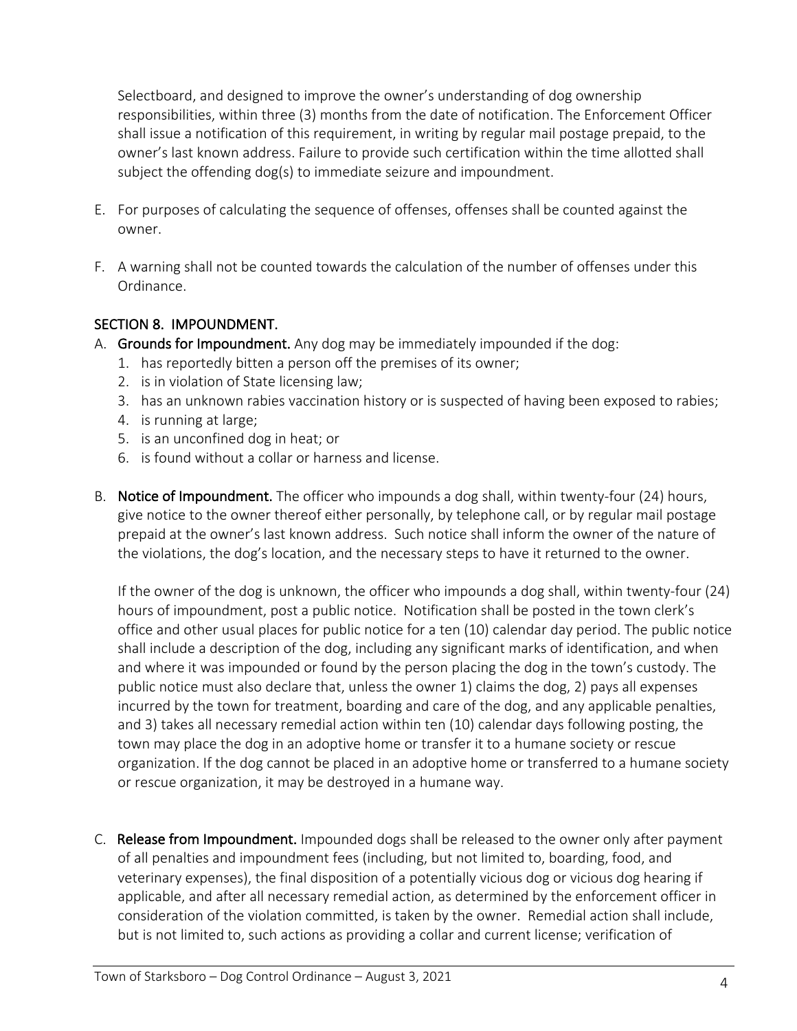Selectboard, and designed to improve the owner's understanding of dog ownership responsibilities, within three (3) months from the date of notification. The Enforcement Officer shall issue a notification of this requirement, in writing by regular mail postage prepaid, to the owner's last known address. Failure to provide such certification within the time allotted shall subject the offending dog(s) to immediate seizure and impoundment.

E. For purposes of calculating the sequence of offenses, offenses shall be counted against the owner.

F. A warning shall not be counted towards the calculation of the number of offenses under this Ordinance.

## SECTION 8. IMPOUNDMENT.

A. **Grounds for Impoundment.** Any dog may be immediately impounded if the dog:
   1. has reportedly bitten a person off the premises of its owner;
   2. is in violation of State licensing law;
   3. has an unknown rabies vaccination history or is suspected of having been exposed to rabies;
   4. is running at large;
   5. is an unconfined dog in heat; or
   6. is found without a collar or harness and license.

B. **Notice of Impoundment.** The officer who impounds a dog shall, within twenty-four (24) hours, give notice to the owner thereof either personally, by telephone call, or by regular mail postage prepaid at the owner's last known address. Such notice shall inform the owner of the nature of the violations, the dog's location, and the necessary steps to have it returned to the owner.

   If the owner of the dog is unknown, the officer who impounds a dog shall, within twenty-four (24) hours of impoundment, post a public notice. Notification shall be posted in the town clerk's office and other usual places for public notice for a ten (10) calendar day period. The public notice shall include a description of the dog, including any significant marks of identification, and when and where it was impounded or found by the person placing the dog in the town's custody. The public notice must also declare that, unless the owner 1) claims the dog, 2) pays all expenses incurred by the town for treatment, boarding and care of the dog, and any applicable penalties, and 3) takes all necessary remedial action within ten (10) calendar days following posting, the town may place the dog in an adoptive home or transfer it to a humane society or rescue organization. If the dog cannot be placed in an adoptive home or transferred to a humane society or rescue organization, it may be destroyed in a humane way.

C. **Release from Impoundment.** Impounded dogs shall be released to the owner only after payment of all penalties and impoundment fees (including, but not limited to, boarding, food, and veterinary expenses), the final disposition of a potentially vicious dog or vicious dog hearing if applicable, and after all necessary remedial action, as determined by the enforcement officer in consideration of the violation committed, is taken by the owner. Remedial action shall include, but is not limited to, such actions as providing a collar and current license; verification of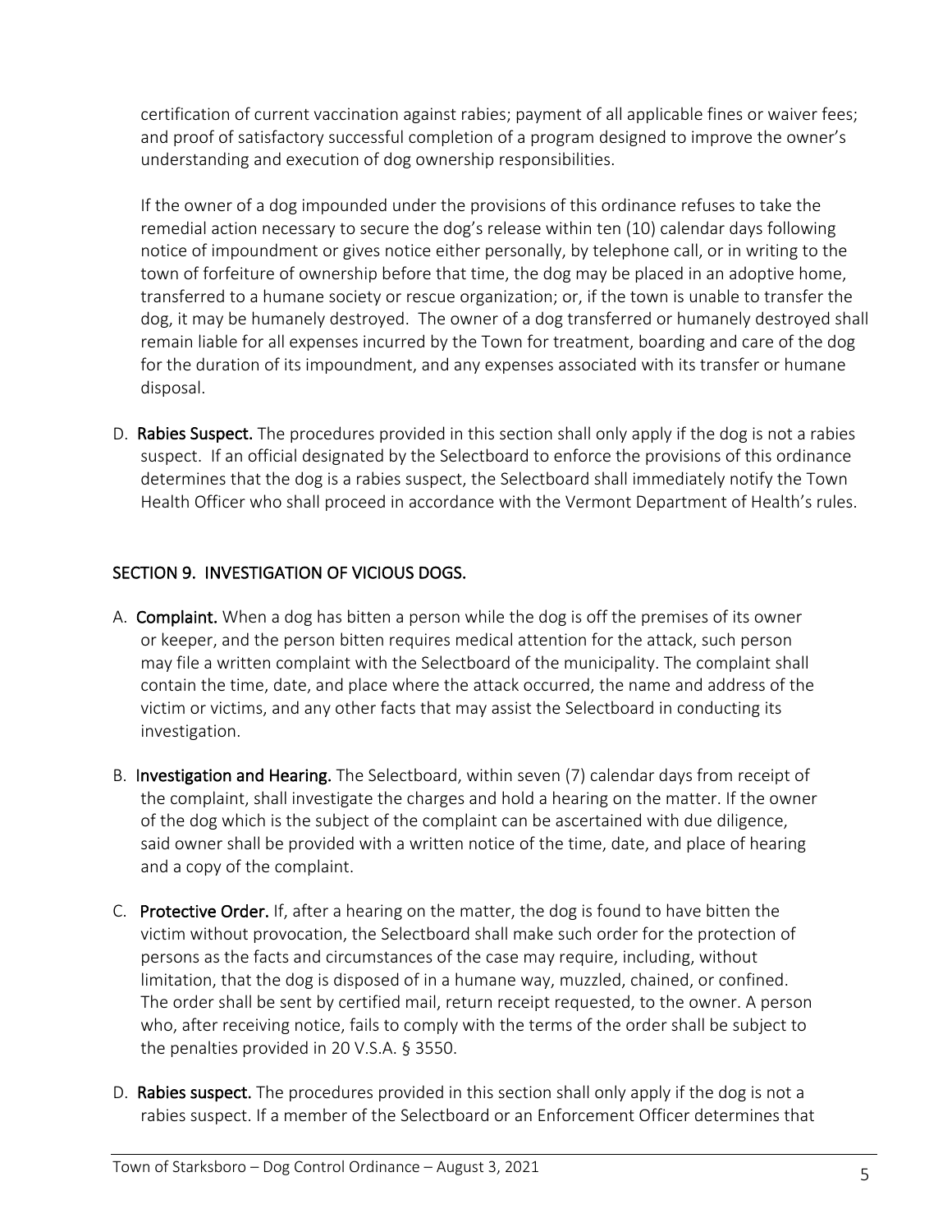certification of current vaccination against rabies; payment of all applicable fines or waiver fees; and proof of satisfactory successful completion of a program designed to improve the owner's understanding and execution of dog ownership responsibilities.

If the owner of a dog impounded under the provisions of this ordinance refuses to take the remedial action necessary to secure the dog's release within ten (10) calendar days following notice of impoundment or gives notice either personally, by telephone call, or in writing to the town of forfeiture of ownership before that time, the dog may be placed in an adoptive home, transferred to a humane society or rescue organization; or, if the town is unable to transfer the dog, it may be humanely destroyed. The owner of a dog transferred or humanely destroyed shall remain liable for all expenses incurred by the Town for treatment, boarding and care of the dog for the duration of its impoundment, and any expenses associated with its transfer or humane disposal.

D. **Rabies Suspect.** The procedures provided in this section shall only apply if the dog is not a rabies suspect. If an official designated by the Selectboard to enforce the provisions of this ordinance determines that the dog is a rabies suspect, the Selectboard shall immediately notify the Town Health Officer who shall proceed in accordance with the Vermont Department of Health's rules.

## SECTION 9. INVESTIGATION OF VICIOUS DOGS.

A. **Complaint.** When a dog has bitten a person while the dog is off the premises of its owner or keeper, and the person bitten requires medical attention for the attack, such person may file a written complaint with the Selectboard of the municipality. The complaint shall contain the time, date, and place where the attack occurred, the name and address of the victim or victims, and any other facts that may assist the Selectboard in conducting its investigation.

B. **Investigation and Hearing.** The Selectboard, within seven (7) calendar days from receipt of the complaint, shall investigate the charges and hold a hearing on the matter. If the owner of the dog which is the subject of the complaint can be ascertained with due diligence, said owner shall be provided with a written notice of the time, date, and place of hearing and a copy of the complaint.

C. **Protective Order.** If, after a hearing on the matter, the dog is found to have bitten the victim without provocation, the Selectboard shall make such order for the protection of persons as the facts and circumstances of the case may require, including, without limitation, that the dog is disposed of in a humane way, muzzled, chained, or confined. The order shall be sent by certified mail, return receipt requested, to the owner. A person who, after receiving notice, fails to comply with the terms of the order shall be subject to the penalties provided in 20 V.S.A. § 3550.

D. **Rabies suspect.** The procedures provided in this section shall only apply if the dog is not a rabies suspect. If a member of the Selectboard or an Enforcement Officer determines that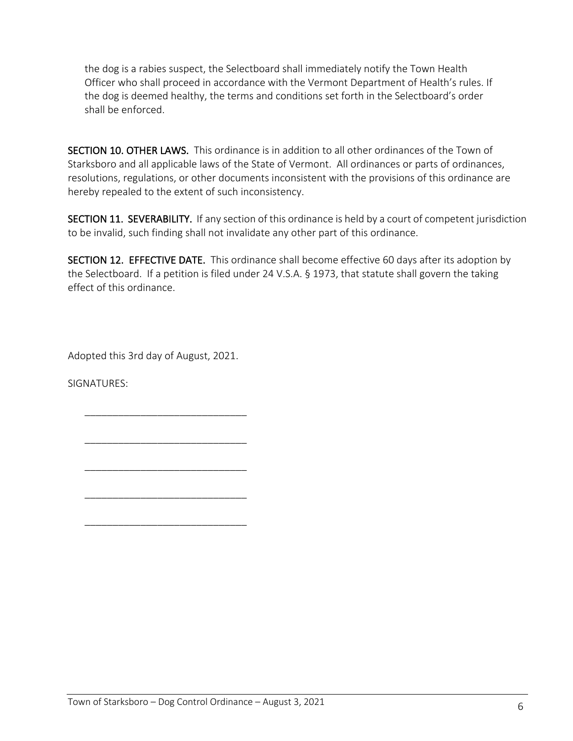the dog is a rabies suspect, the Selectboard shall immediately notify the Town Health Officer who shall proceed in accordance with the Vermont Department of Health's rules. If the dog is deemed healthy, the terms and conditions set forth in the Selectboard's order shall be enforced.

**SECTION 10. OTHER LAWS.** This ordinance is in addition to all other ordinances of the Town of Starksboro and all applicable laws of the State of Vermont. All ordinances or parts of ordinances, resolutions, regulations, or other documents inconsistent with the provisions of this ordinance are hereby repealed to the extent of such inconsistency.

**SECTION 11. SEVERABILITY.** If any section of this ordinance is held by a court of competent jurisdiction to be invalid, such finding shall not invalidate any other part of this ordinance.

**SECTION 12. EFFECTIVE DATE.** This ordinance shall become effective 60 days after its adoption by the Selectboard. If a petition is filed under 24 V.S.A. § 1973, that statute shall govern the taking effect of this ordinance.

Adopted this 3rd day of August, 2021.

SIGNATURES:

_____________________________

_____________________________

_____________________________

_____________________________

_____________________________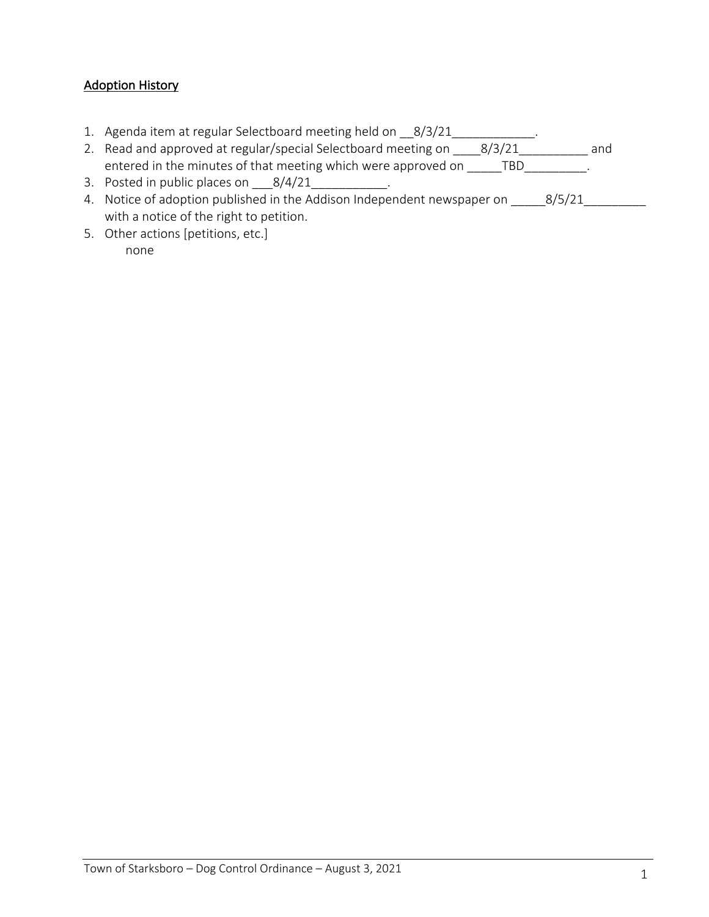## Adoption History

1. Agenda item at regular Selectboard meeting held on __8/3/21____________.
2. Read and approved at regular/special Selectboard meeting on ____8/3/21__________ and entered in the minutes of that meeting which were approved on _____TBD_________.
3. Posted in public places on ___8/4/21___________.
4. Notice of adoption published in the Addison Independent newspaper on _____8/5/21_________ with a notice of the right to petition.
5. Other actions [petitions, etc.]
   none